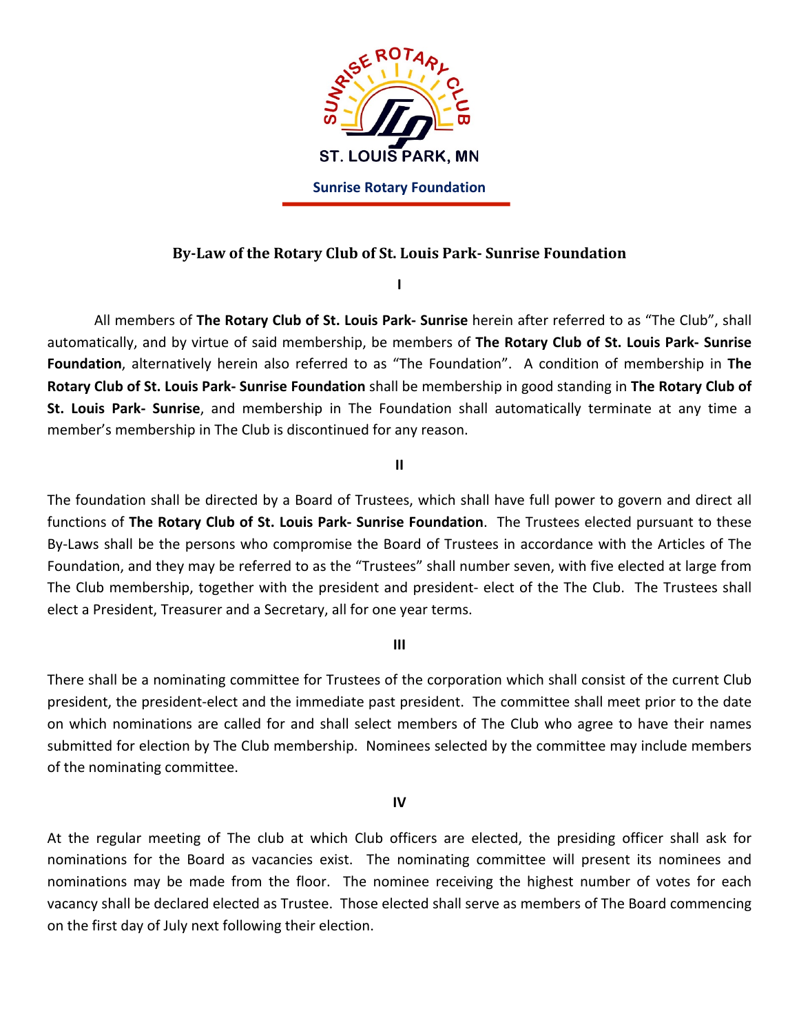SUNRISE ROTARY CLUB

ST. LOUIS PARK, MN

**Sunrise Rotary Foundation**

## By-Law of the Rotary Club of St. Louis Park- Sunrise Foundation

**I**

All members of **The Rotary Club of St. Louis Park- Sunrise** herein after referred to as "The Club", shall automatically, and by virtue of said membership, be members of **The Rotary Club of St. Louis Park- Sunrise Foundation**, alternatively herein also referred to as "The Foundation". A condition of membership in **The Rotary Club of St. Louis Park- Sunrise Foundation** shall be membership in good standing in **The Rotary Club of St. Louis Park- Sunrise**, and membership in The Foundation shall automatically terminate at any time a member's membership in The Club is discontinued for any reason.

**II**

The foundation shall be directed by a Board of Trustees, which shall have full power to govern and direct all functions of **The Rotary Club of St. Louis Park- Sunrise Foundation**. The Trustees elected pursuant to these By-Laws shall be the persons who compromise the Board of Trustees in accordance with the Articles of The Foundation, and they may be referred to as the "Trustees" shall number seven, with five elected at large from The Club membership, together with the president and president- elect of the The Club. The Trustees shall elect a President, Treasurer and a Secretary, all for one year terms.

**III**

There shall be a nominating committee for Trustees of the corporation which shall consist of the current Club president, the president-elect and the immediate past president. The committee shall meet prior to the date on which nominations are called for and shall select members of The Club who agree to have their names submitted for election by The Club membership. Nominees selected by the committee may include members of the nominating committee.

**IV**

At the regular meeting of The club at which Club officers are elected, the presiding officer shall ask for nominations for the Board as vacancies exist. The nominating committee will present its nominees and nominations may be made from the floor. The nominee receiving the highest number of votes for each vacancy shall be declared elected as Trustee. Those elected shall serve as members of The Board commencing on the first day of July next following their election.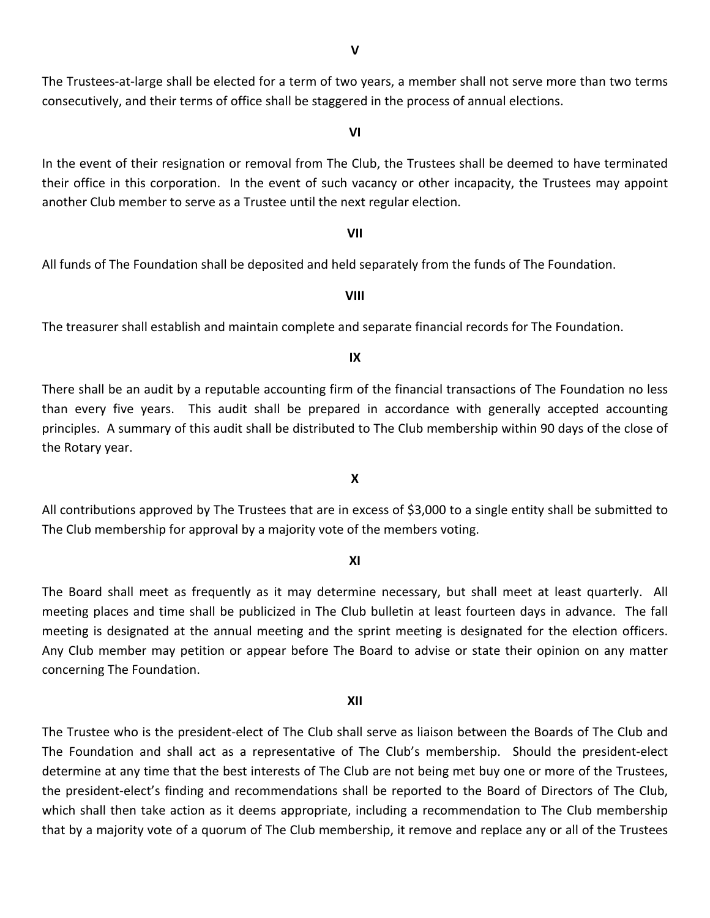**V**

The Trustees-at-large shall be elected for a term of two years, a member shall not serve more than two terms consecutively, and their terms of office shall be staggered in the process of annual elections.

**VI**

In the event of their resignation or removal from The Club, the Trustees shall be deemed to have terminated their office in this corporation. In the event of such vacancy or other incapacity, the Trustees may appoint another Club member to serve as a Trustee until the next regular election.

**VII**

All funds of The Foundation shall be deposited and held separately from the funds of The Foundation.

**VIII**

The treasurer shall establish and maintain complete and separate financial records for The Foundation.

**IX**

There shall be an audit by a reputable accounting firm of the financial transactions of The Foundation no less than every five years. This audit shall be prepared in accordance with generally accepted accounting principles. A summary of this audit shall be distributed to The Club membership within 90 days of the close of the Rotary year.

**X**

All contributions approved by The Trustees that are in excess of $3,000 to a single entity shall be submitted to The Club membership for approval by a majority vote of the members voting.

**XI**

The Board shall meet as frequently as it may determine necessary, but shall meet at least quarterly. All meeting places and time shall be publicized in The Club bulletin at least fourteen days in advance. The fall meeting is designated at the annual meeting and the sprint meeting is designated for the election officers. Any Club member may petition or appear before The Board to advise or state their opinion on any matter concerning The Foundation.

**XII**

The Trustee who is the president-elect of The Club shall serve as liaison between the Boards of The Club and The Foundation and shall act as a representative of The Club's membership. Should the president-elect determine at any time that the best interests of The Club are not being met buy one or more of the Trustees, the president-elect's finding and recommendations shall be reported to the Board of Directors of The Club, which shall then take action as it deems appropriate, including a recommendation to The Club membership that by a majority vote of a quorum of The Club membership, it remove and replace any or all of the Trustees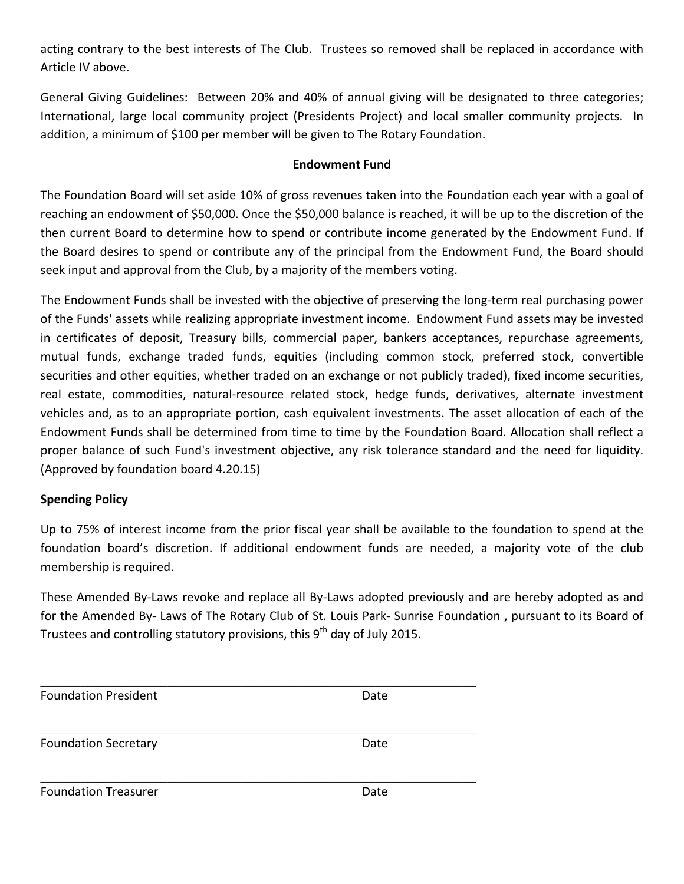acting contrary to the best interests of The Club. Trustees so removed shall be replaced in accordance with Article IV above.

General Giving Guidelines: Between 20% and 40% of annual giving will be designated to three categories; International, large local community project (Presidents Project) and local smaller community projects. In addition, a minimum of $100 per member will be given to The Rotary Foundation.

**Endowment Fund**

The Foundation Board will set aside 10% of gross revenues taken into the Foundation each year with a goal of reaching an endowment of $50,000. Once the $50,000 balance is reached, it will be up to the discretion of the then current Board to determine how to spend or contribute income generated by the Endowment Fund. If the Board desires to spend or contribute any of the principal from the Endowment Fund, the Board should seek input and approval from the Club, by a majority of the members voting.

The Endowment Funds shall be invested with the objective of preserving the long-term real purchasing power of the Funds' assets while realizing appropriate investment income. Endowment Fund assets may be invested in certificates of deposit, Treasury bills, commercial paper, bankers acceptances, repurchase agreements, mutual funds, exchange traded funds, equities (including common stock, preferred stock, convertible securities and other equities, whether traded on an exchange or not publicly traded), fixed income securities, real estate, commodities, natural-resource related stock, hedge funds, derivatives, alternate investment vehicles and, as to an appropriate portion, cash equivalent investments. The asset allocation of each of the Endowment Funds shall be determined from time to time by the Foundation Board. Allocation shall reflect a proper balance of such Fund's investment objective, any risk tolerance standard and the need for liquidity. (Approved by foundation board 4.20.15)

**Spending Policy**

Up to 75% of interest income from the prior fiscal year shall be available to the foundation to spend at the foundation board's discretion. If additional endowment funds are needed, a majority vote of the club membership is required.

These Amended By-Laws revoke and replace all By-Laws adopted previously and are hereby adopted as and for the Amended By- Laws of The Rotary Club of St. Louis Park- Sunrise Foundation , pursuant to its Board of Trustees and controlling statutory provisions, this 9th day of July 2015.

\_\_\_\_\_\_\_\_\_\_\_\_\_\_\_\_\_\_\_\_\_\_\_\_\_\_\_\_\_\_\_\_\_\_\_\_\_\_\_\_\_\_\_\_\_\_\_\_\_\_

Foundation President Date

\_\_\_\_\_\_\_\_\_\_\_\_\_\_\_\_\_\_\_\_\_\_\_\_\_\_\_\_\_\_\_\_\_\_\_\_\_\_\_\_\_\_\_\_\_\_\_\_\_\_

Foundation Secretary Date

\_\_\_\_\_\_\_\_\_\_\_\_\_\_\_\_\_\_\_\_\_\_\_\_\_\_\_\_\_\_\_\_\_\_\_\_\_\_\_\_\_\_\_\_\_\_\_\_\_\_

Foundation Treasurer Date